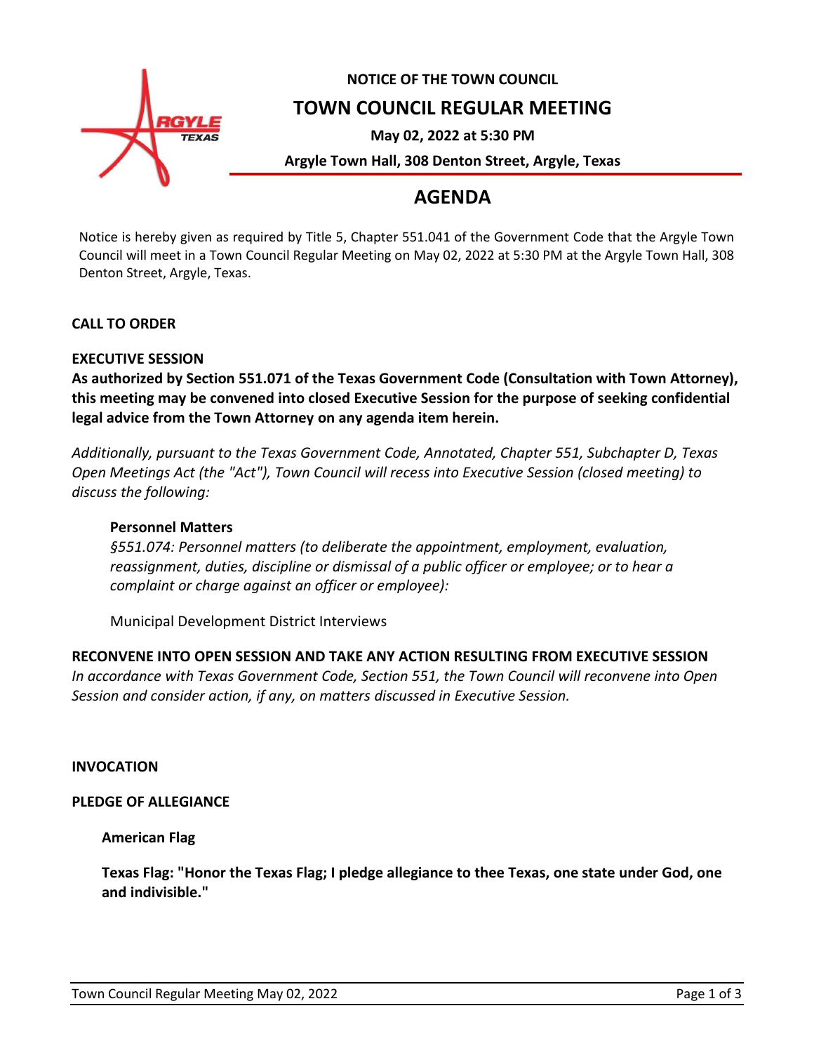**NOTICE OF THE TOWN COUNCIL**

# TOWN COUNCIL REGULAR MEETING

**May 02, 2022 at 5:30 PM**

**Argyle Town Hall, 308 Denton Street, Argyle, Texas**

## AGENDA

Notice is hereby given as required by Title 5, Chapter 551.041 of the Government Code that the Argyle Town Council will meet in a Town Council Regular Meeting on May 02, 2022 at 5:30 PM at the Argyle Town Hall, 308 Denton Street, Argyle, Texas.

**CALL TO ORDER**

**EXECUTIVE SESSION**

**As authorized by Section 551.071 of the Texas Government Code (Consultation with Town Attorney), this meeting may be convened into closed Executive Session for the purpose of seeking confidential legal advice from the Town Attorney on any agenda item herein.**

*Additionally, pursuant to the Texas Government Code, Annotated, Chapter 551, Subchapter D, Texas Open Meetings Act (the "Act"), Town Council will recess into Executive Session (closed meeting) to discuss the following:*

**Personnel Matters**

*§551.074: Personnel matters (to deliberate the appointment, employment, evaluation, reassignment, duties, discipline or dismissal of a public officer or employee; or to hear a complaint or charge against an officer or employee):*

Municipal Development District Interviews

**RECONVENE INTO OPEN SESSION AND TAKE ANY ACTION RESULTING FROM EXECUTIVE SESSION**

*In accordance with Texas Government Code, Section 551, the Town Council will reconvene into Open Session and consider action, if any, on matters discussed in Executive Session.*

**INVOCATION**

**PLEDGE OF ALLEGIANCE**

**American Flag**

**Texas Flag: "Honor the Texas Flag; I pledge allegiance to thee Texas, one state under God, one and indivisible."**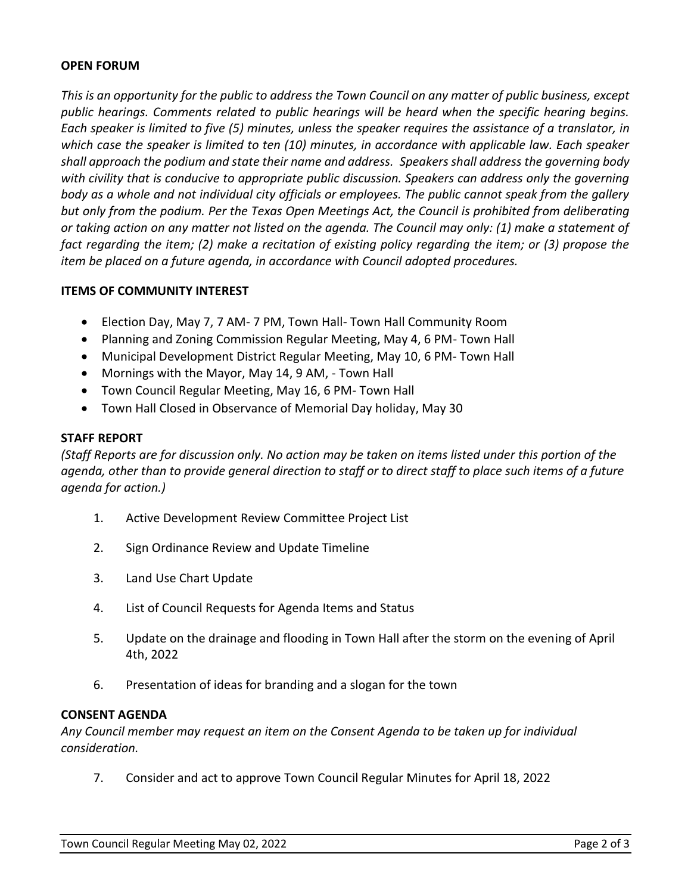## OPEN FORUM

*This is an opportunity for the public to address the Town Council on any matter of public business, except public hearings. Comments related to public hearings will be heard when the specific hearing begins. Each speaker is limited to five (5) minutes, unless the speaker requires the assistance of a translator, in which case the speaker is limited to ten (10) minutes, in accordance with applicable law. Each speaker shall approach the podium and state their name and address. Speakers shall address the governing body with civility that is conducive to appropriate public discussion. Speakers can address only the governing body as a whole and not individual city officials or employees. The public cannot speak from the gallery but only from the podium. Per the Texas Open Meetings Act, the Council is prohibited from deliberating or taking action on any matter not listed on the agenda. The Council may only: (1) make a statement of fact regarding the item; (2) make a recitation of existing policy regarding the item; or (3) propose the item be placed on a future agenda, in accordance with Council adopted procedures.*

## ITEMS OF COMMUNITY INTEREST

- Election Day, May 7, 7 AM- 7 PM, Town Hall- Town Hall Community Room
- Planning and Zoning Commission Regular Meeting, May 4, 6 PM- Town Hall
- Municipal Development District Regular Meeting, May 10, 6 PM- Town Hall
- Mornings with the Mayor, May 14, 9 AM, - Town Hall
- Town Council Regular Meeting, May 16, 6 PM- Town Hall
- Town Hall Closed in Observance of Memorial Day holiday, May 30

## STAFF REPORT

*(Staff Reports are for discussion only. No action may be taken on items listed under this portion of the agenda, other than to provide general direction to staff or to direct staff to place such items of a future agenda for action.)*

1. Active Development Review Committee Project List
2. Sign Ordinance Review and Update Timeline
3. Land Use Chart Update
4. List of Council Requests for Agenda Items and Status
5. Update on the drainage and flooding in Town Hall after the storm on the evening of April 4th, 2022
6. Presentation of ideas for branding and a slogan for the town

## CONSENT AGENDA

*Any Council member may request an item on the Consent Agenda to be taken up for individual consideration.*

7. Consider and act to approve Town Council Regular Minutes for April 18, 2022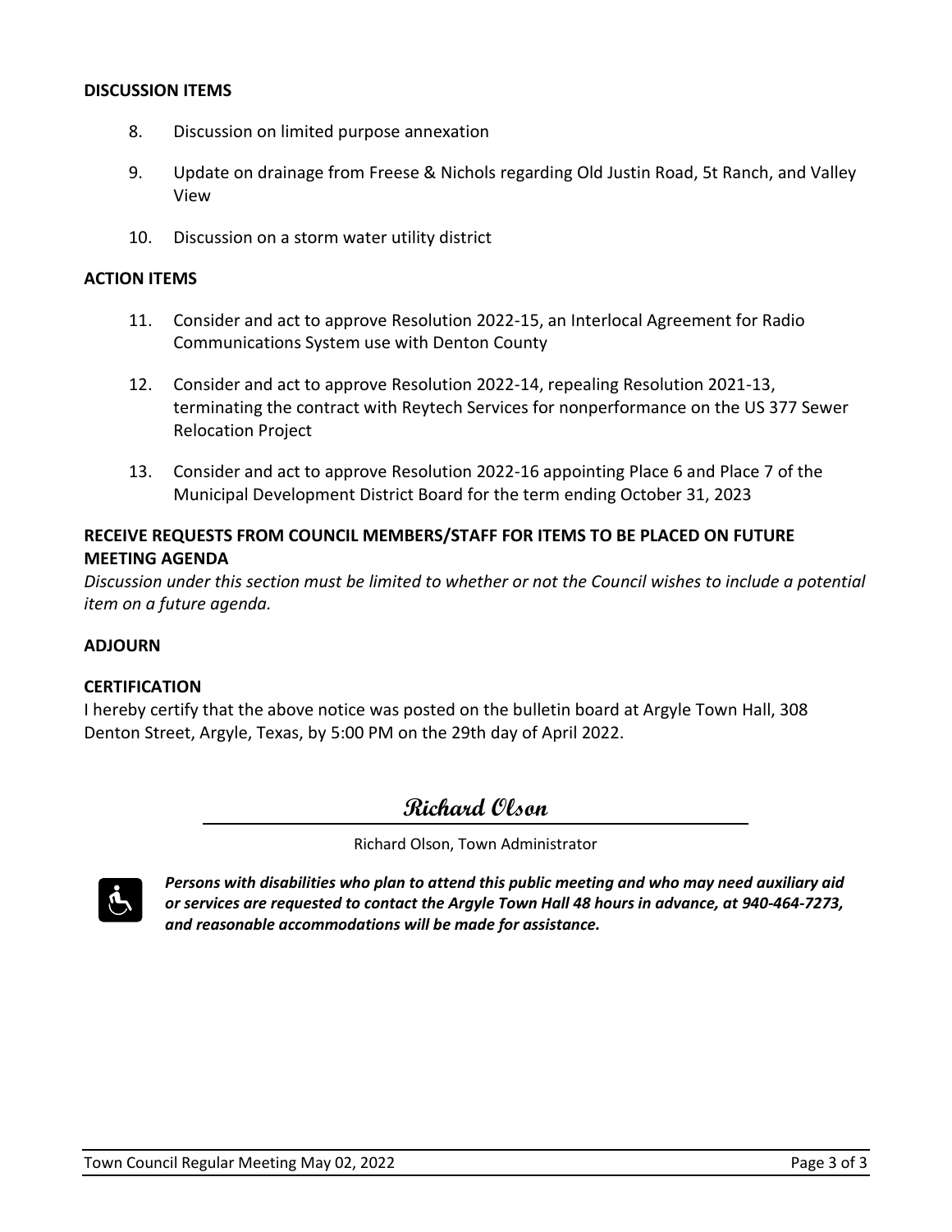**DISCUSSION ITEMS**

8. Discussion on limited purpose annexation

9. Update on drainage from Freese & Nichols regarding Old Justin Road, 5t Ranch, and Valley View

10. Discussion on a storm water utility district

**ACTION ITEMS**

11. Consider and act to approve Resolution 2022-15, an Interlocal Agreement for Radio Communications System use with Denton County

12. Consider and act to approve Resolution 2022-14, repealing Resolution 2021-13, terminating the contract with Reytech Services for nonperformance on the US 377 Sewer Relocation Project

13. Consider and act to approve Resolution 2022-16 appointing Place 6 and Place 7 of the Municipal Development District Board for the term ending October 31, 2023

**RECEIVE REQUESTS FROM COUNCIL MEMBERS/STAFF FOR ITEMS TO BE PLACED ON FUTURE MEETING AGENDA**

*Discussion under this section must be limited to whether or not the Council wishes to include a potential item on a future agenda.*

**ADJOURN**

**CERTIFICATION**

I hereby certify that the above notice was posted on the bulletin board at Argyle Town Hall, 308 Denton Street, Argyle, Texas, by 5:00 PM on the 29th day of April 2022.

Richard Olson

Richard Olson, Town Administrator

***Persons with disabilities who plan to attend this public meeting and who may need auxiliary aid or services are requested to contact the Argyle Town Hall 48 hours in advance, at 940-464-7273, and reasonable accommodations will be made for assistance.***